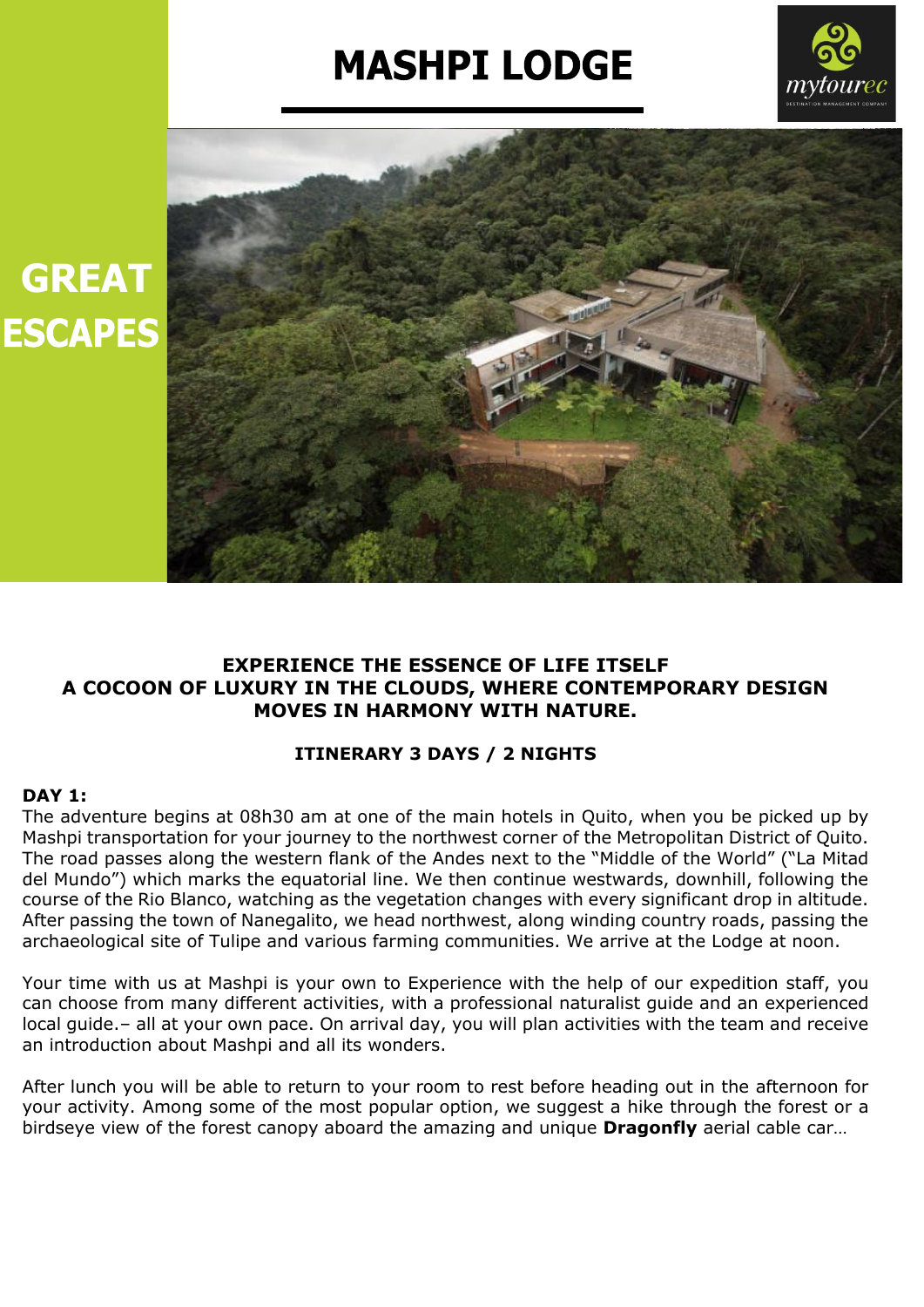# MASHPI LODGE

mytourec

DESTINATION MANAGEMENT COMPANY

**GREAT ESCAPES**

**EXPERIENCE THE ESSENCE OF LIFE ITSELF**
**A COCOON OF LUXURY IN THE CLOUDS, WHERE CONTEMPORARY DESIGN MOVES IN HARMONY WITH NATURE.**

**ITINERARY 3 DAYS / 2 NIGHTS**

**DAY 1:**
The adventure begins at 08h30 am at one of the main hotels in Quito, when you be picked up by Mashpi transportation for your journey to the northwest corner of the Metropolitan District of Quito. The road passes along the western flank of the Andes next to the "Middle of the World" ("La Mitad del Mundo") which marks the equatorial line. We then continue westwards, downhill, following the course of the Rio Blanco, watching as the vegetation changes with every significant drop in altitude. After passing the town of Nanegalito, we head northwest, along winding country roads, passing the archaeological site of Tulipe and various farming communities. We arrive at the Lodge at noon.

Your time with us at Mashpi is your own to Experience with the help of our expedition staff, you can choose from many different activities, with a professional naturalist guide and an experienced local guide.– all at your own pace. On arrival day, you will plan activities with the team and receive an introduction about Mashpi and all its wonders.

After lunch you will be able to return to your room to rest before heading out in the afternoon for your activity. Among some of the most popular option, we suggest a hike through the forest or a birdseye view of the forest canopy aboard the amazing and unique **Dragonfly** aerial cable car…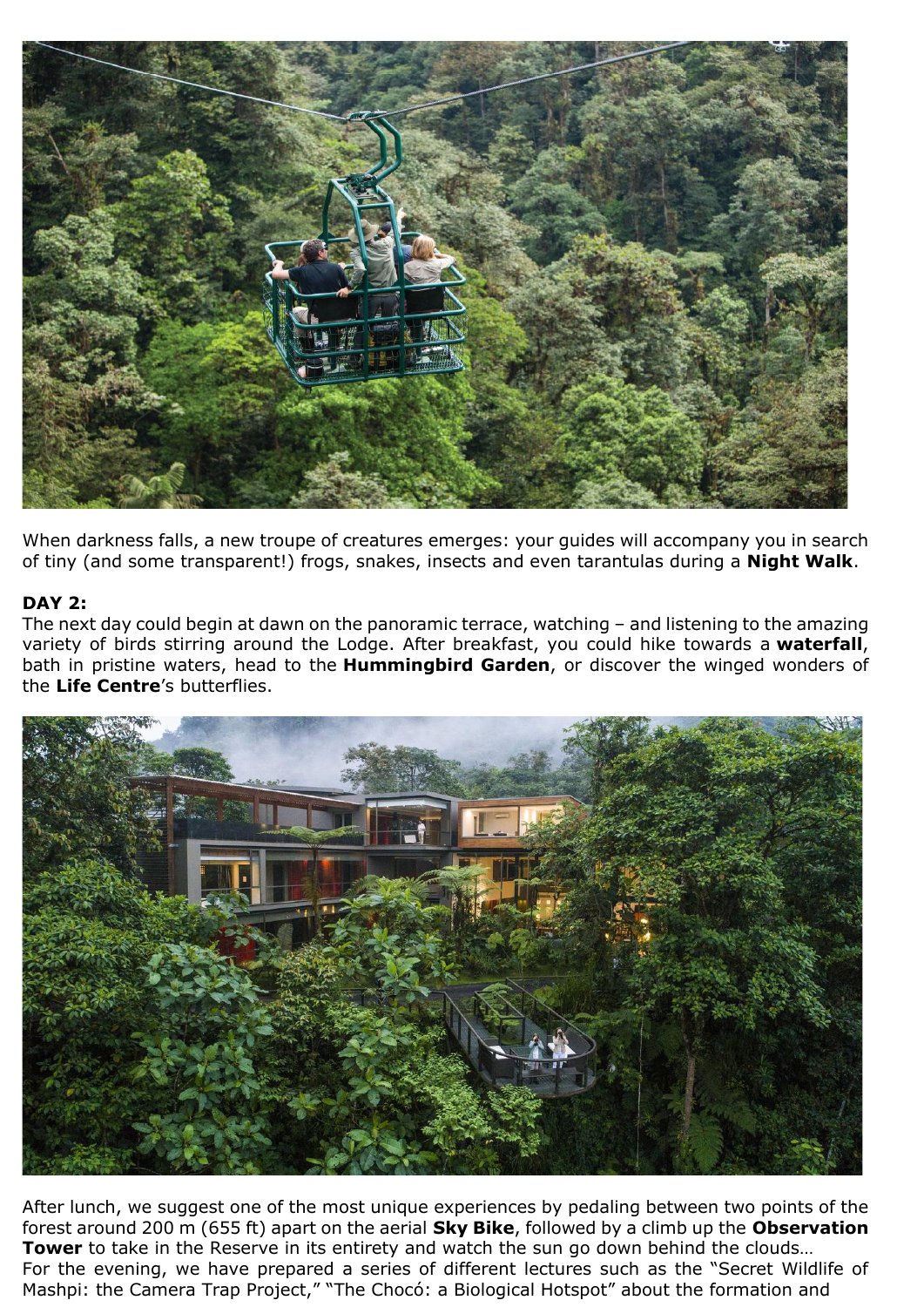When darkness falls, a new troupe of creatures emerges: your guides will accompany you in search of tiny (and some transparent!) frogs, snakes, insects and even tarantulas during a **Night Walk**.

**DAY 2:**

The next day could begin at dawn on the panoramic terrace, watching – and listening to the amazing variety of birds stirring around the Lodge. After breakfast, you could hike towards a **waterfall**, bath in pristine waters, head to the **Hummingbird Garden**, or discover the winged wonders of the **Life Centre**'s butterflies.

After lunch, we suggest one of the most unique experiences by pedaling between two points of the forest around 200 m (655 ft) apart on the aerial **Sky Bike**, followed by a climb up the **Observation Tower** to take in the Reserve in its entirety and watch the sun go down behind the clouds…

For the evening, we have prepared a series of different lectures such as the "Secret Wildlife of Mashpi: the Camera Trap Project," "The Chocó: a Biological Hotspot" about the formation and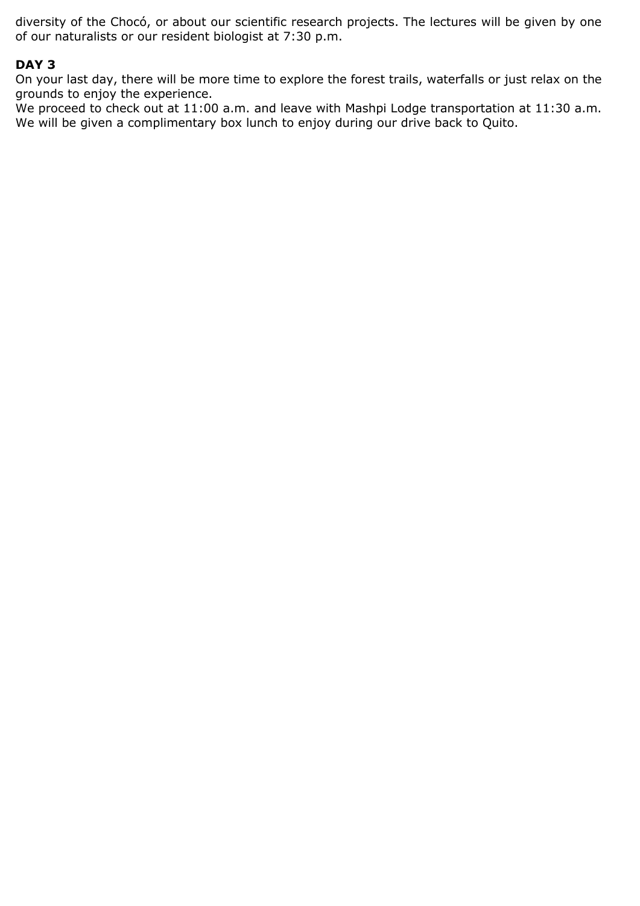diversity of the Chocó, or about our scientific research projects. The lectures will be given by one of our naturalists or our resident biologist at 7:30 p.m.

**DAY 3**

On your last day, there will be more time to explore the forest trails, waterfalls or just relax on the grounds to enjoy the experience.

We proceed to check out at 11:00 a.m. and leave with Mashpi Lodge transportation at 11:30 a.m. We will be given a complimentary box lunch to enjoy during our drive back to Quito.